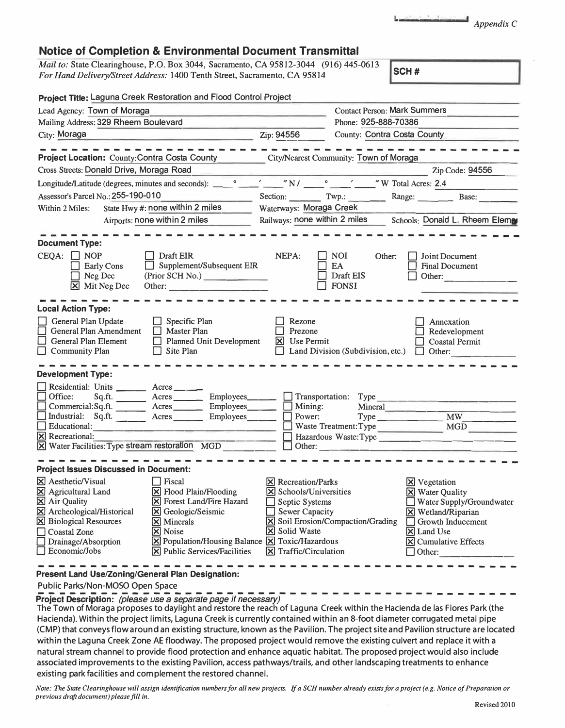Appendix C

## Notice of Completion & Environmental Document Transmittal

*Mail to:* State Clearinghouse, P.O. Box 3044, Sacramento, CA 95812-3044 (916) 445-0613
*For Hand Delivery/Street Address:* 1400 Tenth Street, Sacramento, CA 95814

**SCH #**

**Project Title:** Laguna Creek Restoration and Flood Control Project

Lead Agency: Town of Moraga
Contact Person: Mark Summers
Mailing Address: 329 Rheem Boulevard
Phone: 925-888-70386
City: Moraga
Zip: 94556
County: Contra Costa County

**Project Location:** County: Contra Costa County
City/Nearest Community: Town of Moraga
Cross Streets: Donald Drive, Moraga Road
Zip Code: 94556
Longitude/Latitude (degrees, minutes and seconds): ___ ° ___ ′ ___ ″ N / ___ ° ___ ′ ___ ″ W Total Acres: 2.4
Assessor's Parcel No.: 255-190-010
Section: ___ Twp.: ___ Range: ___ Base: ___
Within 2 Miles: State Hwy #: none within 2 miles
Waterways: Moraga Creek
Airports: none within 2 miles
Railways: none within 2 miles
Schools: Donald L. Rheem Elem

**Document Type:**

CEQA:
- [ ] NOP
- [ ] Early Cons
- [ ] Neg Dec
- [x] Mit Neg Dec
- [ ] Draft EIR
- [ ] Supplement/Subsequent EIR (Prior SCH No.) ___
- Other: ___

NEPA:
- [ ] NOI
- [ ] EA
- [ ] Draft EIS
- [ ] FONSI

Other:
- [ ] Joint Document
- [ ] Final Document
- [ ] Other: ___

**Local Action Type:**

- [ ] General Plan Update
- [ ] General Plan Amendment
- [ ] General Plan Element
- [ ] Community Plan
- [ ] Specific Plan
- [ ] Master Plan
- [ ] Planned Unit Development
- [ ] Site Plan
- [ ] Rezone
- [ ] Prezone
- [x] Use Permit
- [ ] Land Division (Subdivision, etc.)
- [ ] Annexation
- [ ] Redevelopment
- [ ] Coastal Permit
- [ ] Other: ___

**Development Type:**

- [ ] Residential: Units ___ Acres ___
- [ ] Office: Sq.ft. ___ Acres ___ Employees ___
- [ ] Commercial: Sq.ft. ___ Acres ___ Employees ___
- [ ] Industrial: Sq.ft. ___ Acres ___ Employees ___
- [ ] Educational: ___
- [x] Recreational: ___
- [x] Water Facilities: Type stream restoration MGD ___
- [ ] Transportation: Type ___
- [ ] Mining: Mineral ___
- [ ] Power: Type ___ MW ___
- [ ] Waste Treatment: Type ___ MGD ___
- [ ] Hazardous Waste: Type ___
- [ ] Other: ___

**Project Issues Discussed in Document:**

- [x] Aesthetic/Visual
- [x] Agricultural Land
- [x] Air Quality
- [x] Archeological/Historical
- [x] Biological Resources
- [ ] Coastal Zone
- [ ] Drainage/Absorption
- [ ] Economic/Jobs
- [ ] Fiscal
- [x] Flood Plain/Flooding
- [x] Forest Land/Fire Hazard
- [x] Geologic/Seismic
- [x] Minerals
- [x] Noise
- [x] Population/Housing Balance
- [x] Public Services/Facilities
- [x] Recreation/Parks
- [x] Schools/Universities
- [ ] Septic Systems
- [ ] Sewer Capacity
- [x] Soil Erosion/Compaction/Grading
- [x] Solid Waste
- [x] Toxic/Hazardous
- [x] Traffic/Circulation
- [x] Vegetation
- [x] Water Quality
- [ ] Water Supply/Groundwater
- [x] Wetland/Riparian
- [ ] Growth Inducement
- [x] Land Use
- [x] Cumulative Effects
- [ ] Other: ___

**Present Land Use/Zoning/General Plan Designation:**

Public Parks/Non-MOSO Open Space

**Project Description:** *(please use a separate page if necessary)*

The Town of Moraga proposes to daylight and restore the reach of Laguna Creek within the Hacienda de las Flores Park (the Hacienda). Within the project limits, Laguna Creek is currently contained within an 8-foot diameter corrugated metal pipe (CMP) that conveys flow around an existing structure, known as the Pavilion. The project site and Pavilion structure are located within the Laguna Creek Zone AE floodway. The proposed project would remove the existing culvert and replace it with a natural stream channel to provide flood protection and enhance aquatic habitat. The proposed project would also include associated improvements to the existing Pavilion, access pathways/trails, and other landscaping treatments to enhance existing park facilities and complement the restored channel.

*Note: The State Clearinghouse will assign identification numbers for all new projects. If a SCH number already exists for a project (e.g. Notice of Preparation or previous draft document) please fill in.*

Revised 2010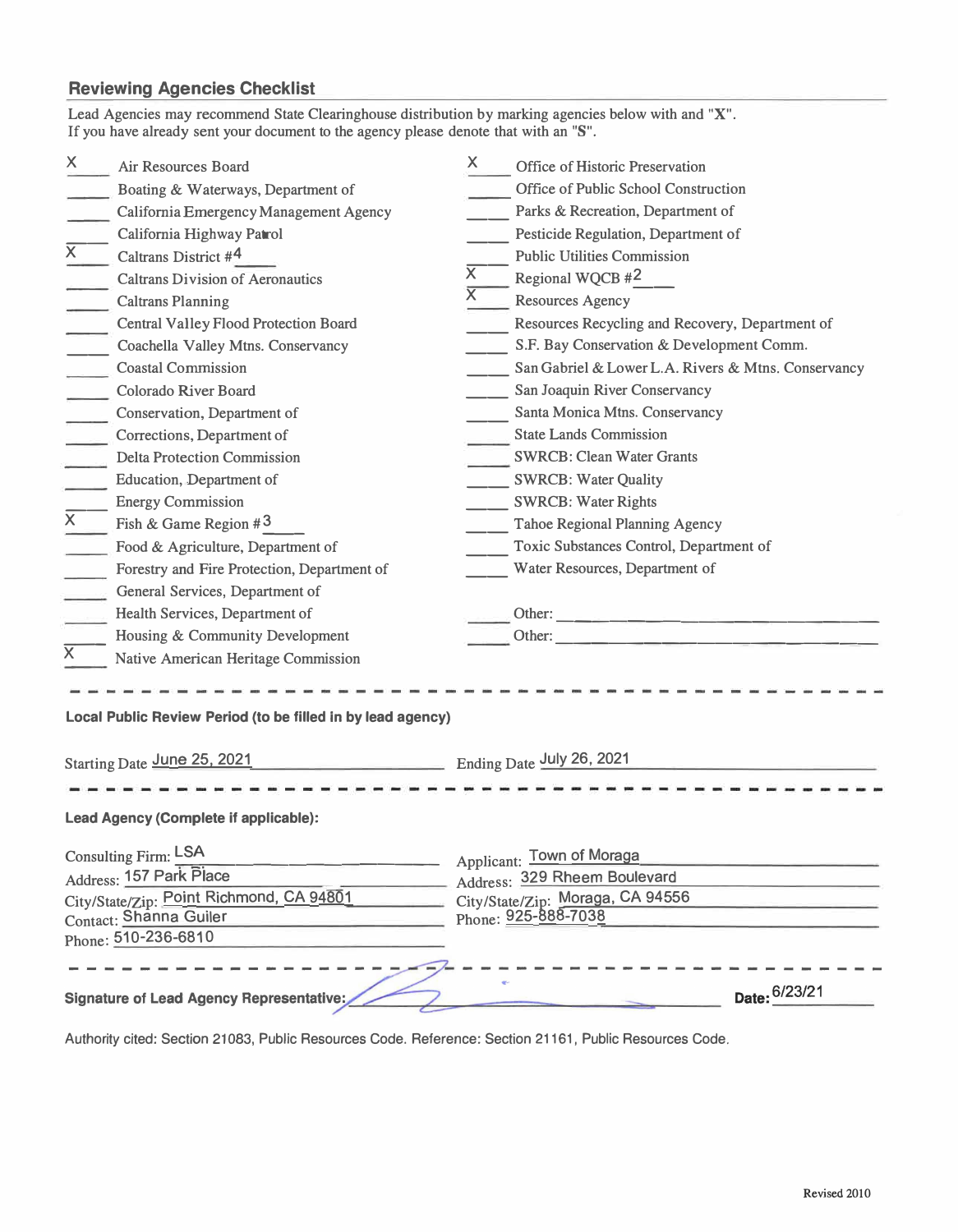## Reviewing Agencies Checklist

Lead Agencies may recommend State Clearinghouse distribution by marking agencies below with and "**X**".
If you have already sent your document to the agency please denote that with an "**S**".

X ___ Air Resources Board
___ Boating & Waterways, Department of
___ California Emergency Management Agency
___ California Highway Patrol
X ___ Caltrans District #4
___ Caltrans Division of Aeronautics
___ Caltrans Planning
___ Central Valley Flood Protection Board
___ Coachella Valley Mtns. Conservancy
___ Coastal Commission
___ Colorado River Board
___ Conservation, Department of
___ Corrections, Department of
___ Delta Protection Commission
___ Education, Department of
___ Energy Commission
X ___ Fish & Game Region #3
___ Food & Agriculture, Department of
___ Forestry and Fire Protection, Department of
___ General Services, Department of
___ Health Services, Department of
___ Housing & Community Development
X ___ Native American Heritage Commission

X ___ Office of Historic Preservation
___ Office of Public School Construction
___ Parks & Recreation, Department of
___ Pesticide Regulation, Department of
___ Public Utilities Commission
X ___ Regional WQCB #2
X ___ Resources Agency
___ Resources Recycling and Recovery, Department of
___ S.F. Bay Conservation & Development Comm.
___ San Gabriel & Lower L.A. Rivers & Mtns. Conservancy
___ San Joaquin River Conservancy
___ Santa Monica Mtns. Conservancy
___ State Lands Commission
___ SWRCB: Clean Water Grants
___ SWRCB: Water Quality
___ SWRCB: Water Rights
___ Tahoe Regional Planning Agency
___ Toxic Substances Control, Department of
___ Water Resources, Department of

___ Other: ___________
___ Other: ___________

---

**Local Public Review Period (to be filled in by lead agency)**

Starting Date June 25, 2021 Ending Date July 26, 2021

---

**Lead Agency (Complete if applicable):**

Consulting Firm: LSA
Address: 157 Park Place
City/State/Zip: Point Richmond, CA 94801
Contact: Shanna Guiler
Phone: 510-236-6810

Applicant: Town of Moraga
Address: 329 Rheem Boulevard
City/State/Zip: Moraga, CA 94556
Phone: 925-888-7038

---

**Signature of Lead Agency Representative:** [signature] **Date:** 6/23/21

Authority cited: Section 21083, Public Resources Code. Reference: Section 21161, Public Resources Code.

Revised 2010